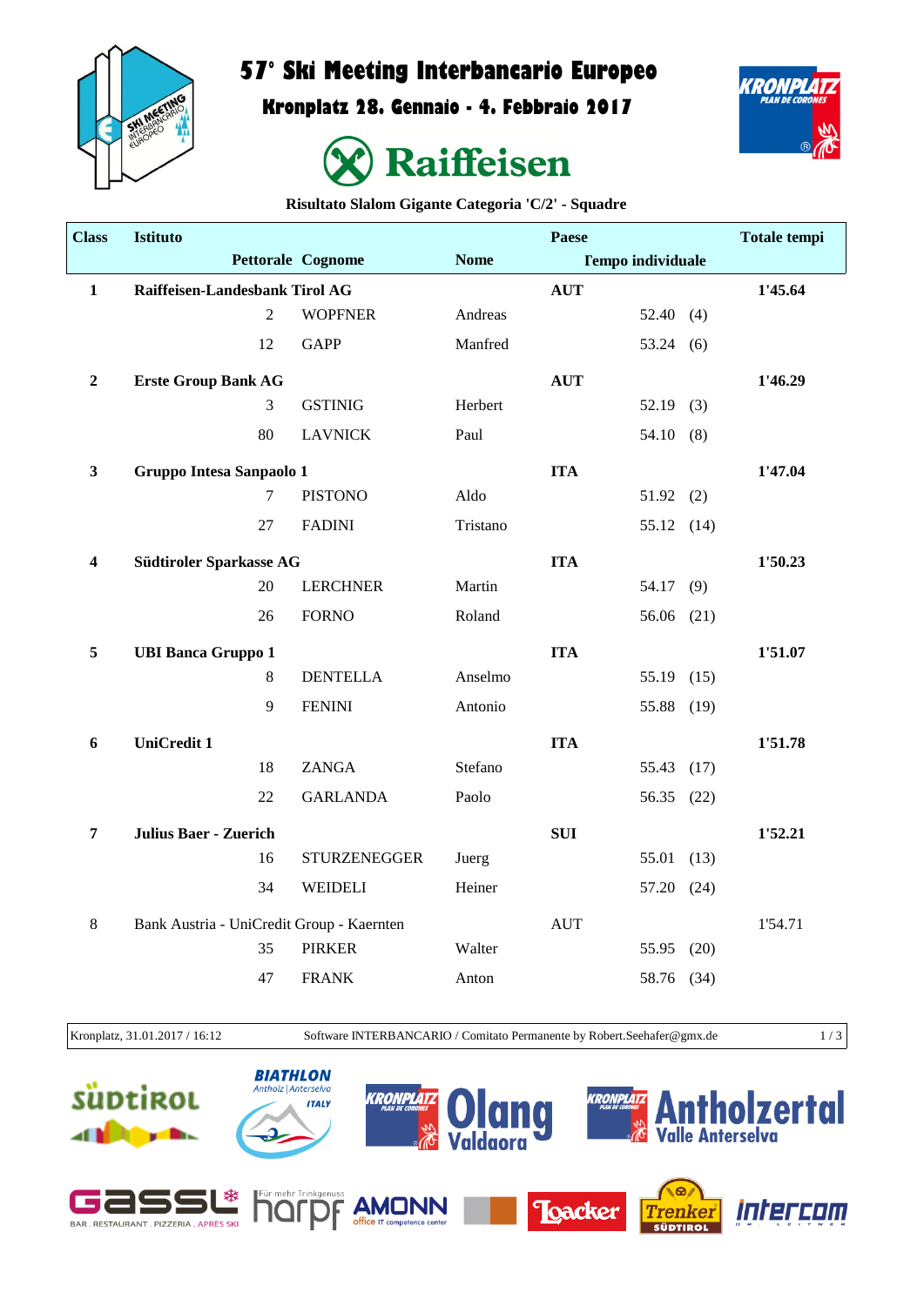# 57° Ski Meeting Interbancario Europeo

## Kronplatz 28. Gennaio - 4. Febbraio 2017

Raiffeisen

**Risultato Slalom Gigante Categoria 'C/2' - Squadre**

| Class | Istituto | | | Paese | | Totale tempi |
|---|---|---|---|---|---|---|
| | Pettorale | Cognome | Nome | Tempo individuale | | |
| **1** | **Raiffeisen-Landesbank Tirol AG** | | | **AUT** | | **1'45.64** |
| | 2 | WOPFNER | Andreas | 52.40 | (4) | |
| | 12 | GAPP | Manfred | 53.24 | (6) | |
| **2** | **Erste Group Bank AG** | | | **AUT** | | **1'46.29** |
| | 3 | GSTINIG | Herbert | 52.19 | (3) | |
| | 80 | LAVNICK | Paul | 54.10 | (8) | |
| **3** | **Gruppo Intesa Sanpaolo 1** | | | **ITA** | | **1'47.04** |
| | 7 | PISTONO | Aldo | 51.92 | (2) | |
| | 27 | FADINI | Tristano | 55.12 | (14) | |
| **4** | **Südtiroler Sparkasse AG** | | | **ITA** | | **1'50.23** |
| | 20 | LERCHNER | Martin | 54.17 | (9) | |
| | 26 | FORNO | Roland | 56.06 | (21) | |
| **5** | **UBI Banca Gruppo 1** | | | **ITA** | | **1'51.07** |
| | 8 | DENTELLA | Anselmo | 55.19 | (15) | |
| | 9 | FENINI | Antonio | 55.88 | (19) | |
| **6** | **UniCredit 1** | | | **ITA** | | **1'51.78** |
| | 18 | ZANGA | Stefano | 55.43 | (17) | |
| | 22 | GARLANDA | Paolo | 56.35 | (22) | |
| **7** | **Julius Baer - Zuerich** | | | **SUI** | | **1'52.21** |
| | 16 | STURZENEGGER | Juerg | 55.01 | (13) | |
| | 34 | WEIDELI | Heiner | 57.20 | (24) | |
| 8 | Bank Austria - UniCredit Group - Kaernten | | | AUT | | 1'54.71 |
| | 35 | PIRKER | Walter | 55.95 | (20) | |
| | 47 | FRANK | Anton | 58.76 | (34) | |

Kronplatz, 31.01.2017 / 16:12 — Software INTERBANCARIO / Comitato Permanente by Robert.Seehafer@gmx.de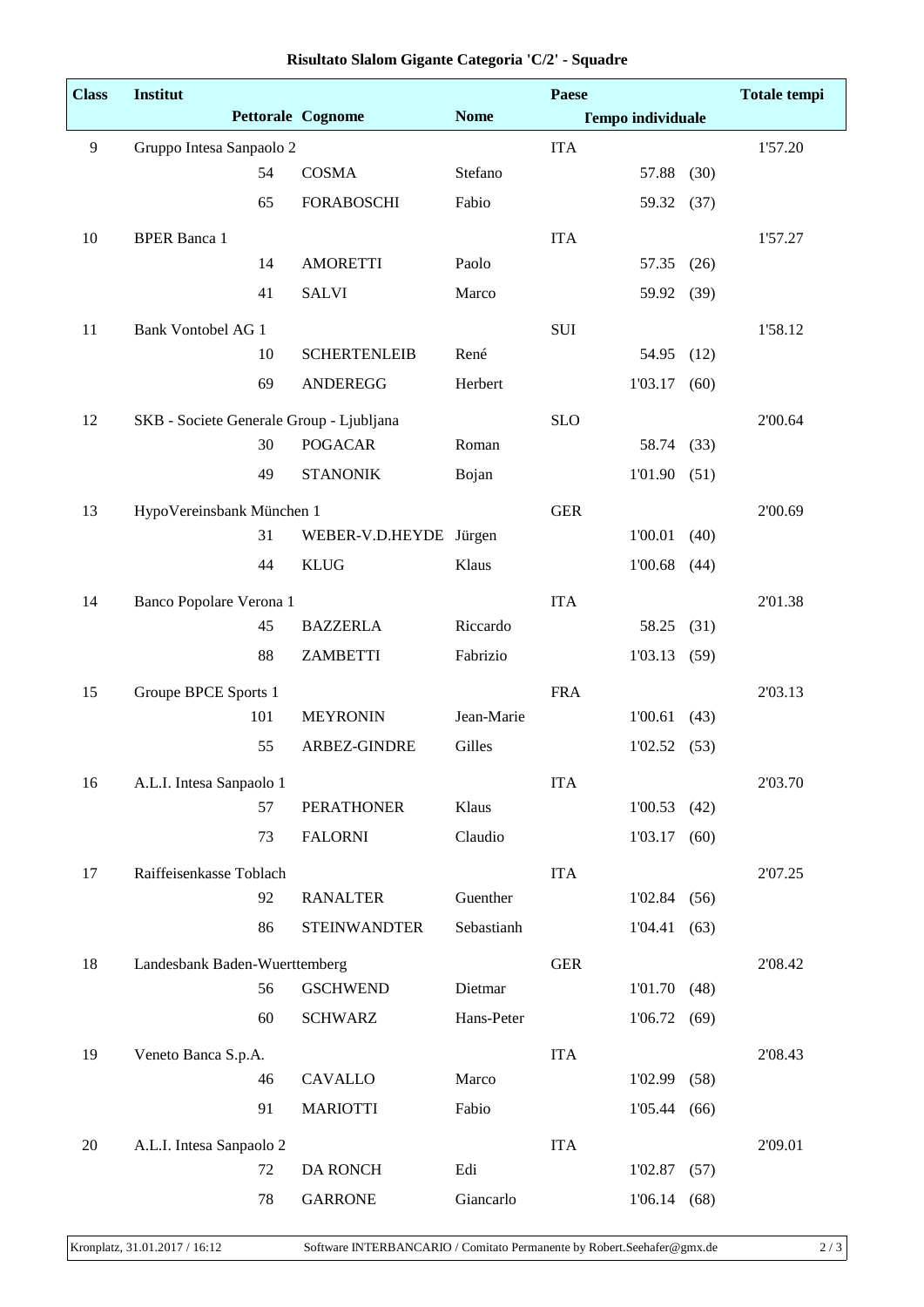# Risultato Slalom Gigante Categoria 'C/2' - Squadre

| Class | Institut | | | Paese | | | Totale tempi |
|---|---|---|---|---|---|---|---|
| | Pettorale | Cognome | Nome | | Tempo individuale | | |
| 9 | Gruppo Intesa Sanpaolo 2 | | | ITA | | | 1'57.20 |
| | 54 | COSMA | Stefano | | 57.88 | (30) | |
| | 65 | FORABOSCHI | Fabio | | 59.32 | (37) | |
| 10 | BPER Banca 1 | | | ITA | | | 1'57.27 |
| | 14 | AMORETTI | Paolo | | 57.35 | (26) | |
| | 41 | SALVI | Marco | | 59.92 | (39) | |
| 11 | Bank Vontobel AG 1 | | | SUI | | | 1'58.12 |
| | 10 | SCHERTENLEIB | René | | 54.95 | (12) | |
| | 69 | ANDEREGG | Herbert | | 1'03.17 | (60) | |
| 12 | SKB - Societe Generale Group - Ljubljana | | | SLO | | | 2'00.64 |
| | 30 | POGACAR | Roman | | 58.74 | (33) | |
| | 49 | STANONIK | Bojan | | 1'01.90 | (51) | |
| 13 | HypoVereinsbank München 1 | | | GER | | | 2'00.69 |
| | 31 | WEBER-V.D.HEYDE | Jürgen | | 1'00.01 | (40) | |
| | 44 | KLUG | Klaus | | 1'00.68 | (44) | |
| 14 | Banco Popolare Verona 1 | | | ITA | | | 2'01.38 |
| | 45 | BAZZERLA | Riccardo | | 58.25 | (31) | |
| | 88 | ZAMBETTI | Fabrizio | | 1'03.13 | (59) | |
| 15 | Groupe BPCE Sports 1 | | | FRA | | | 2'03.13 |
| | 101 | MEYRONIN | Jean-Marie | | 1'00.61 | (43) | |
| | 55 | ARBEZ-GINDRE | Gilles | | 1'02.52 | (53) | |
| 16 | A.L.I. Intesa Sanpaolo 1 | | | ITA | | | 2'03.70 |
| | 57 | PERATHONER | Klaus | | 1'00.53 | (42) | |
| | 73 | FALORNI | Claudio | | 1'03.17 | (60) | |
| 17 | Raiffeisenkasse Toblach | | | ITA | | | 2'07.25 |
| | 92 | RANALTER | Guenther | | 1'02.84 | (56) | |
| | 86 | STEINWANDTER | Sebastianh | | 1'04.41 | (63) | |
| 18 | Landesbank Baden-Wuerttemberg | | | GER | | | 2'08.42 |
| | 56 | GSCHWEND | Dietmar | | 1'01.70 | (48) | |
| | 60 | SCHWARZ | Hans-Peter | | 1'06.72 | (69) | |
| 19 | Veneto Banca S.p.A. | | | ITA | | | 2'08.43 |
| | 46 | CAVALLO | Marco | | 1'02.99 | (58) | |
| | 91 | MARIOTTI | Fabio | | 1'05.44 | (66) | |
| 20 | A.L.I. Intesa Sanpaolo 2 | | | ITA | | | 2'09.01 |
| | 72 | DA RONCH | Edi | | 1'02.87 | (57) | |
| | 78 | GARRONE | Giancarlo | | 1'06.14 | (68) | |

Kronplatz, 31.01.2017 / 16:12 — Software INTERBANCARIO / Comitato Permanente by Robert.Seehafer@gmx.de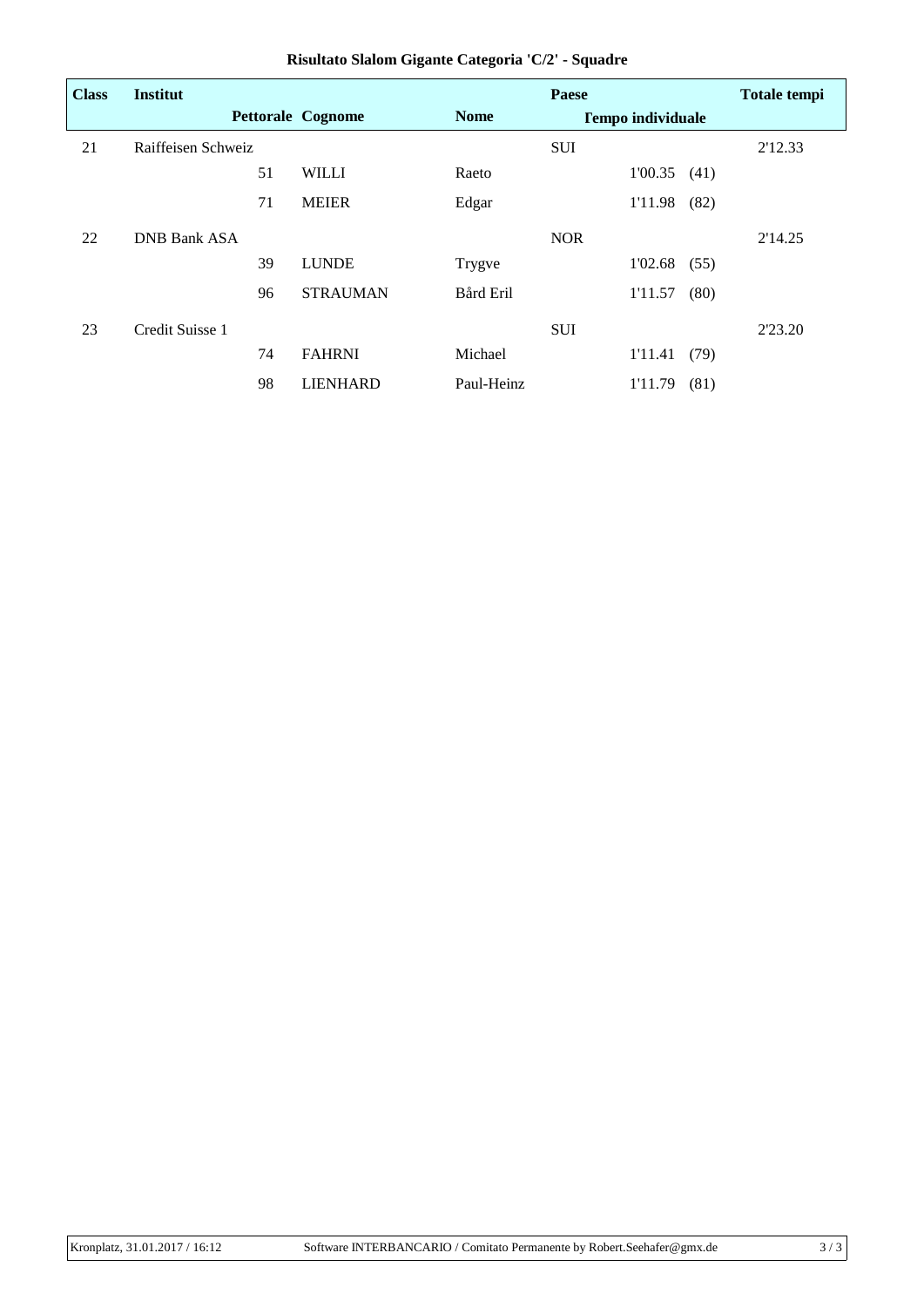## Risultato Slalom Gigante Categoria 'C/2' - Squadre

| Class | Institut | | | | Paese | | Totale tempi |
|---|---|---|---|---|---|---|---|
| | | Pettorale | Cognome | Nome | Tempo individuale | | |
| 21 | Raiffeisen Schweiz | | | | SUI | | 2'12.33 |
| | | 51 | WILLI | Raeto | 1'00.35 | (41) | |
| | | 71 | MEIER | Edgar | 1'11.98 | (82) | |
| 22 | DNB Bank ASA | | | | NOR | | 2'14.25 |
| | | 39 | LUNDE | Trygve | 1'02.68 | (55) | |
| | | 96 | STRAUMAN | Bård Eril | 1'11.57 | (80) | |
| 23 | Credit Suisse 1 | | | | SUI | | 2'23.20 |
| | | 74 | FAHRNI | Michael | 1'11.41 | (79) | |
| | | 98 | LIENHARD | Paul-Heinz | 1'11.79 | (81) | |

Kronplatz, 31.01.2017 / 16:12 Software INTERBANCARIO / Comitato Permanente by Robert.Seehafer@gmx.de